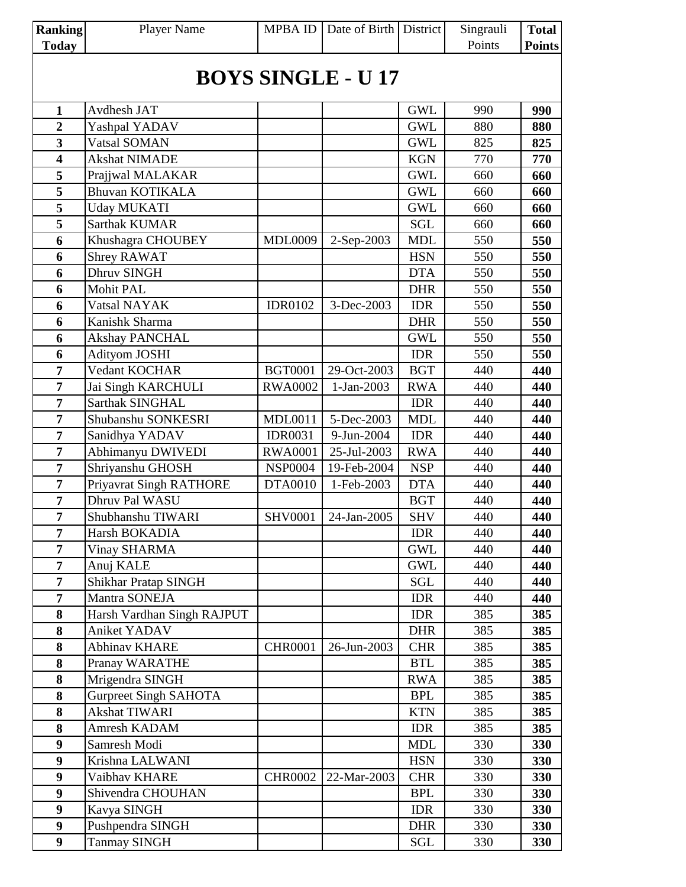| Ranking Today | Player Name | MPBA ID | Date of Birth | District | Singrauli Points | Total Points |
|---|---|---|---|---|---|---|
| **BOYS SINGLE - U 17** | | | | | | |
| **1** | Avdhesh JAT | | | GWL | 990 | **990** |
| **2** | Yashpal YADAV | | | GWL | 880 | **880** |
| **3** | Vatsal SOMAN | | | GWL | 825 | **825** |
| **4** | Akshat NIMADE | | | KGN | 770 | **770** |
| **5** | Prajjwal MALAKAR | | | GWL | 660 | **660** |
| **5** | Bhuvan KOTIKALA | | | GWL | 660 | **660** |
| **5** | Uday MUKATI | | | GWL | 660 | **660** |
| **5** | Sarthak KUMAR | | | SGL | 660 | **660** |
| **6** | Khushagra CHOUBEY | MDL0009 | 2-Sep-2003 | MDL | 550 | **550** |
| **6** | Shrey RAWAT | | | HSN | 550 | **550** |
| **6** | Dhruv SINGH | | | DTA | 550 | **550** |
| **6** | Mohit PAL | | | DHR | 550 | **550** |
| **6** | Vatsal NAYAK | IDR0102 | 3-Dec-2003 | IDR | 550 | **550** |
| **6** | Kanishk Sharma | | | DHR | 550 | **550** |
| **6** | Akshay PANCHAL | | | GWL | 550 | **550** |
| **6** | Adityom JOSHI | | | IDR | 550 | **550** |
| **7** | Vedant KOCHAR | BGT0001 | 29-Oct-2003 | BGT | 440 | **440** |
| **7** | Jai Singh KARCHULI | RWA0002 | 1-Jan-2003 | RWA | 440 | **440** |
| **7** | Sarthak SINGHAL | | | IDR | 440 | **440** |
| **7** | Shubanshu SONKESRI | MDL0011 | 5-Dec-2003 | MDL | 440 | **440** |
| **7** | Sanidhya YADAV | IDR0031 | 9-Jun-2004 | IDR | 440 | **440** |
| **7** | Abhimanyu DWIVEDI | RWA0001 | 25-Jul-2003 | RWA | 440 | **440** |
| **7** | Shriyanshu GHOSH | NSP0004 | 19-Feb-2004 | NSP | 440 | **440** |
| **7** | Priyavrat Singh RATHORE | DTA0010 | 1-Feb-2003 | DTA | 440 | **440** |
| **7** | Dhruv Pal WASU | | | BGT | 440 | **440** |
| **7** | Shubhanshu TIWARI | SHV0001 | 24-Jan-2005 | SHV | 440 | **440** |
| **7** | Harsh BOKADIA | | | IDR | 440 | **440** |
| **7** | Vinay SHARMA | | | GWL | 440 | **440** |
| **7** | Anuj KALE | | | GWL | 440 | **440** |
| **7** | Shikhar Pratap SINGH | | | SGL | 440 | **440** |
| **7** | Mantra SONEJA | | | IDR | 440 | **440** |
| **8** | Harsh Vardhan Singh RAJPUT | | | IDR | 385 | **385** |
| **8** | Aniket YADAV | | | DHR | 385 | **385** |
| **8** | Abhinav KHARE | CHR0001 | 26-Jun-2003 | CHR | 385 | **385** |
| **8** | Pranay WARATHE | | | BTL | 385 | **385** |
| **8** | Mrigendra SINGH | | | RWA | 385 | **385** |
| **8** | Gurpreet Singh SAHOTA | | | BPL | 385 | **385** |
| **8** | Akshat TIWARI | | | KTN | 385 | **385** |
| **8** | Amresh KADAM | | | IDR | 385 | **385** |
| **9** | Samresh Modi | | | MDL | 330 | **330** |
| **9** | Krishna LALWANI | | | HSN | 330 | **330** |
| **9** | Vaibhav KHARE | CHR0002 | 22-Mar-2003 | CHR | 330 | **330** |
| **9** | Shivendra CHOUHAN | | | BPL | 330 | **330** |
| **9** | Kavya SINGH | | | IDR | 330 | **330** |
| **9** | Pushpendra SINGH | | | DHR | 330 | **330** |
| **9** | Tanmay SINGH | | | SGL | 330 | **330** |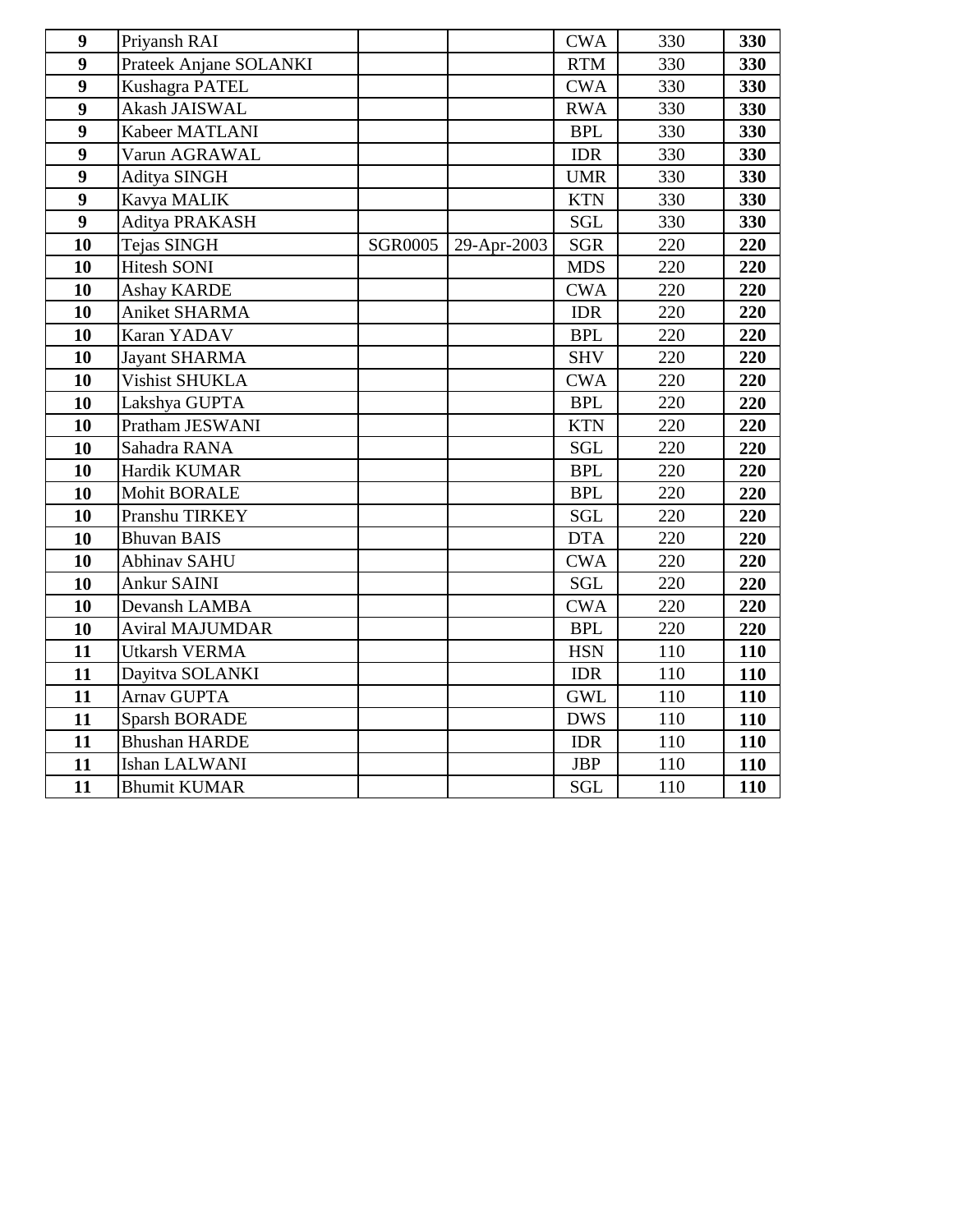| | | | | | | |
|---|---|---|---|---|---|---|
| **9** | Priyansh RAI | | | CWA | 330 | **330** |
| **9** | Prateek Anjane SOLANKI | | | RTM | 330 | **330** |
| **9** | Kushagra PATEL | | | CWA | 330 | **330** |
| **9** | Akash JAISWAL | | | RWA | 330 | **330** |
| **9** | Kabeer MATLANI | | | BPL | 330 | **330** |
| **9** | Varun AGRAWAL | | | IDR | 330 | **330** |
| **9** | Aditya SINGH | | | UMR | 330 | **330** |
| **9** | Kavya MALIK | | | KTN | 330 | **330** |
| **9** | Aditya PRAKASH | | | SGL | 330 | **330** |
| **10** | Tejas SINGH | SGR0005 | 29-Apr-2003 | SGR | 220 | **220** |
| **10** | Hitesh SONI | | | MDS | 220 | **220** |
| **10** | Ashay KARDE | | | CWA | 220 | **220** |
| **10** | Aniket SHARMA | | | IDR | 220 | **220** |
| **10** | Karan YADAV | | | BPL | 220 | **220** |
| **10** | Jayant SHARMA | | | SHV | 220 | **220** |
| **10** | Vishist SHUKLA | | | CWA | 220 | **220** |
| **10** | Lakshya GUPTA | | | BPL | 220 | **220** |
| **10** | Pratham JESWANI | | | KTN | 220 | **220** |
| **10** | Sahadra RANA | | | SGL | 220 | **220** |
| **10** | Hardik KUMAR | | | BPL | 220 | **220** |
| **10** | Mohit BORALE | | | BPL | 220 | **220** |
| **10** | Pranshu TIRKEY | | | SGL | 220 | **220** |
| **10** | Bhuvan BAIS | | | DTA | 220 | **220** |
| **10** | Abhinav SAHU | | | CWA | 220 | **220** |
| **10** | Ankur SAINI | | | SGL | 220 | **220** |
| **10** | Devansh LAMBA | | | CWA | 220 | **220** |
| **10** | Aviral MAJUMDAR | | | BPL | 220 | **220** |
| **11** | Utkarsh VERMA | | | HSN | 110 | **110** |
| **11** | Dayitva SOLANKI | | | IDR | 110 | **110** |
| **11** | Arnav GUPTA | | | GWL | 110 | **110** |
| **11** | Sparsh BORADE | | | DWS | 110 | **110** |
| **11** | Bhushan HARDE | | | IDR | 110 | **110** |
| **11** | Ishan LALWANI | | | JBP | 110 | **110** |
| **11** | Bhumit KUMAR | | | SGL | 110 | **110** |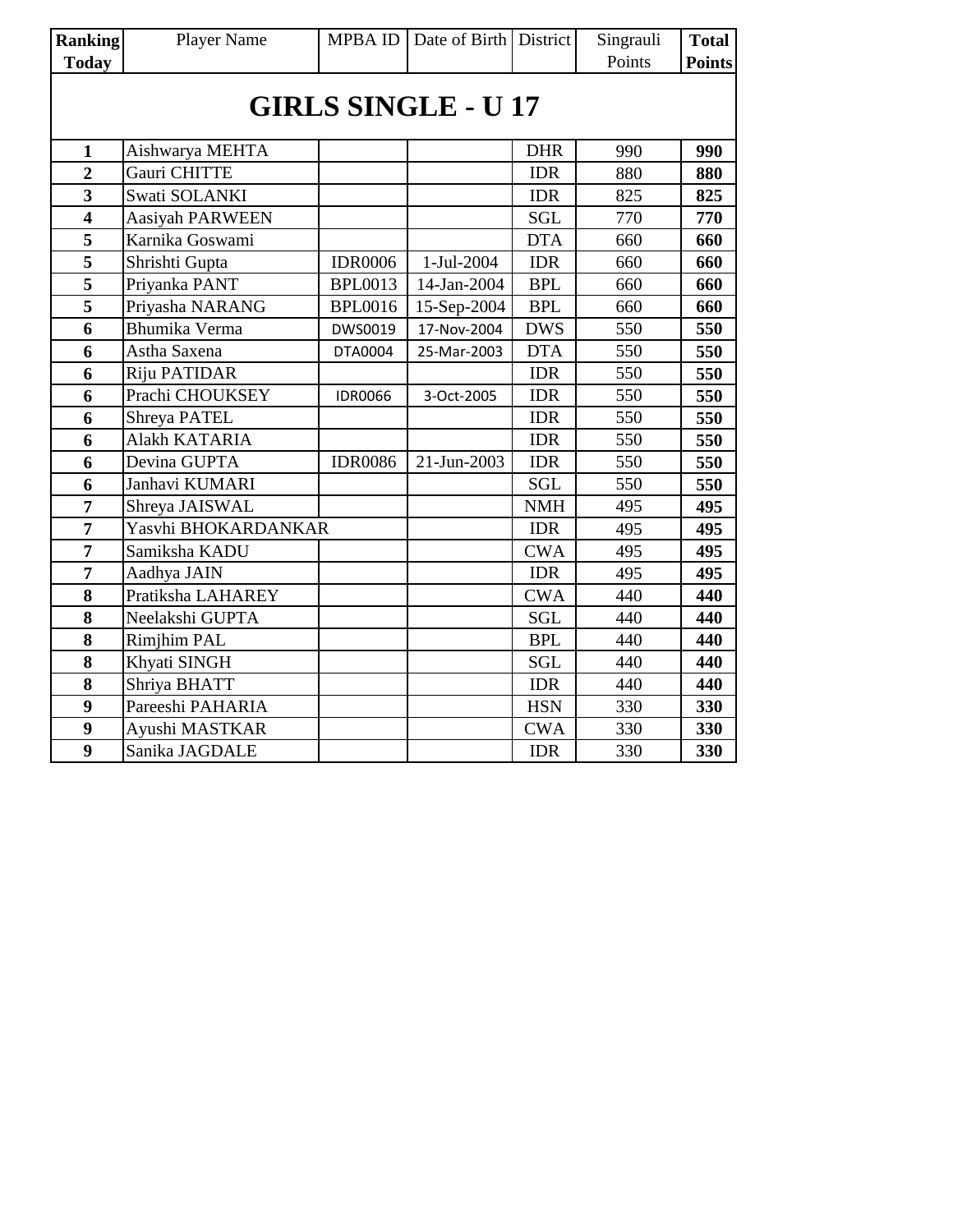| Ranking Today | Player Name | MPBA ID | Date of Birth | District | Singrauli Points | Total Points |
|---|---|---|---|---|---|---|
| **GIRLS SINGLE - U 17** | | | | | | |
| **1** | Aishwarya MEHTA | | | DHR | 990 | **990** |
| **2** | Gauri CHITTE | | | IDR | 880 | **880** |
| **3** | Swati SOLANKI | | | IDR | 825 | **825** |
| **4** | Aasiyah PARWEEN | | | SGL | 770 | **770** |
| **5** | Karnika Goswami | | | DTA | 660 | **660** |
| **5** | Shrishti Gupta | IDR0006 | 1-Jul-2004 | IDR | 660 | **660** |
| **5** | Priyanka PANT | BPL0013 | 14-Jan-2004 | BPL | 660 | **660** |
| **5** | Priyasha NARANG | BPL0016 | 15-Sep-2004 | BPL | 660 | **660** |
| **6** | Bhumika Verma | DWS0019 | 17-Nov-2004 | DWS | 550 | **550** |
| **6** | Astha Saxena | DTA0004 | 25-Mar-2003 | DTA | 550 | **550** |
| **6** | Riju PATIDAR | | | IDR | 550 | **550** |
| **6** | Prachi CHOUKSEY | IDR0066 | 3-Oct-2005 | IDR | 550 | **550** |
| **6** | Shreya PATEL | | | IDR | 550 | **550** |
| **6** | Alakh KATARIA | | | IDR | 550 | **550** |
| **6** | Devina GUPTA | IDR0086 | 21-Jun-2003 | IDR | 550 | **550** |
| **6** | Janhavi KUMARI | | | SGL | 550 | **550** |
| **7** | Shreya JAISWAL | | | NMH | 495 | **495** |
| **7** | Yasvhi BHOKARDANKAR | | | IDR | 495 | **495** |
| **7** | Samiksha KADU | | | CWA | 495 | **495** |
| **7** | Aadhya JAIN | | | IDR | 495 | **495** |
| **8** | Pratiksha LAHAREY | | | CWA | 440 | **440** |
| **8** | Neelakshi GUPTA | | | SGL | 440 | **440** |
| **8** | Rimjhim PAL | | | BPL | 440 | **440** |
| **8** | Khyati SINGH | | | SGL | 440 | **440** |
| **8** | Shriya BHATT | | | IDR | 440 | **440** |
| **9** | Pareeshi PAHARIA | | | HSN | 330 | **330** |
| **9** | Ayushi MASTKAR | | | CWA | 330 | **330** |
| **9** | Sanika JAGDALE | | | IDR | 330 | **330** |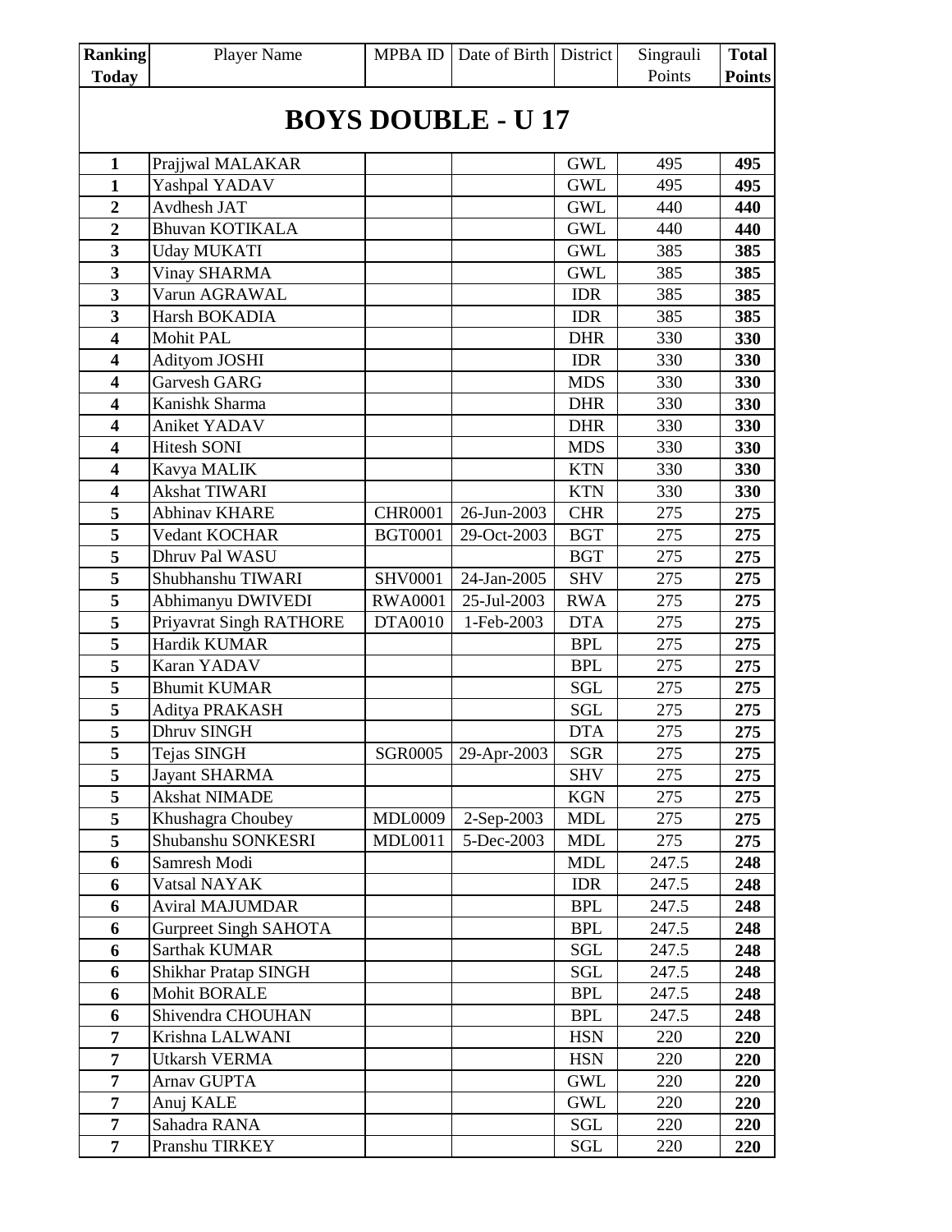| Ranking Today | Player Name | MPBA ID | Date of Birth | District | Singrauli Points | Total Points |
|---|---|---|---|---|---|---|
| **BOYS DOUBLE - U 17** | | | | | | |
| **1** | Prajjwal MALAKAR | | | GWL | 495 | **495** |
| **1** | Yashpal YADAV | | | GWL | 495 | **495** |
| **2** | Avdhesh JAT | | | GWL | 440 | **440** |
| **2** | Bhuvan KOTIKALA | | | GWL | 440 | **440** |
| **3** | Uday MUKATI | | | GWL | 385 | **385** |
| **3** | Vinay SHARMA | | | GWL | 385 | **385** |
| **3** | Varun AGRAWAL | | | IDR | 385 | **385** |
| **3** | Harsh BOKADIA | | | IDR | 385 | **385** |
| **4** | Mohit PAL | | | DHR | 330 | **330** |
| **4** | Adityom JOSHI | | | IDR | 330 | **330** |
| **4** | Garvesh GARG | | | MDS | 330 | **330** |
| **4** | Kanishk Sharma | | | DHR | 330 | **330** |
| **4** | Aniket YADAV | | | DHR | 330 | **330** |
| **4** | Hitesh SONI | | | MDS | 330 | **330** |
| **4** | Kavya MALIK | | | KTN | 330 | **330** |
| **4** | Akshat TIWARI | | | KTN | 330 | **330** |
| **5** | Abhinav KHARE | CHR0001 | 26-Jun-2003 | CHR | 275 | **275** |
| **5** | Vedant KOCHAR | BGT0001 | 29-Oct-2003 | BGT | 275 | **275** |
| **5** | Dhruv Pal WASU | | | BGT | 275 | **275** |
| **5** | Shubhanshu TIWARI | SHV0001 | 24-Jan-2005 | SHV | 275 | **275** |
| **5** | Abhimanyu DWIVEDI | RWA0001 | 25-Jul-2003 | RWA | 275 | **275** |
| **5** | Priyavrat Singh RATHORE | DTA0010 | 1-Feb-2003 | DTA | 275 | **275** |
| **5** | Hardik KUMAR | | | BPL | 275 | **275** |
| **5** | Karan YADAV | | | BPL | 275 | **275** |
| **5** | Bhumit KUMAR | | | SGL | 275 | **275** |
| **5** | Aditya PRAKASH | | | SGL | 275 | **275** |
| **5** | Dhruv SINGH | | | DTA | 275 | **275** |
| **5** | Tejas SINGH | SGR0005 | 29-Apr-2003 | SGR | 275 | **275** |
| **5** | Jayant SHARMA | | | SHV | 275 | **275** |
| **5** | Akshat NIMADE | | | KGN | 275 | **275** |
| **5** | Khushagra Choubey | MDL0009 | 2-Sep-2003 | MDL | 275 | **275** |
| **5** | Shubanshu SONKESRI | MDL0011 | 5-Dec-2003 | MDL | 275 | **275** |
| **6** | Samresh Modi | | | MDL | 247.5 | **248** |
| **6** | Vatsal NAYAK | | | IDR | 247.5 | **248** |
| **6** | Aviral MAJUMDAR | | | BPL | 247.5 | **248** |
| **6** | Gurpreet Singh SAHOTA | | | BPL | 247.5 | **248** |
| **6** | Sarthak KUMAR | | | SGL | 247.5 | **248** |
| **6** | Shikhar Pratap SINGH | | | SGL | 247.5 | **248** |
| **6** | Mohit BORALE | | | BPL | 247.5 | **248** |
| **6** | Shivendra CHOUHAN | | | BPL | 247.5 | **248** |
| **7** | Krishna LALWANI | | | HSN | 220 | **220** |
| **7** | Utkarsh VERMA | | | HSN | 220 | **220** |
| **7** | Arnav GUPTA | | | GWL | 220 | **220** |
| **7** | Anuj KALE | | | GWL | 220 | **220** |
| **7** | Sahadra RANA | | | SGL | 220 | **220** |
| **7** | Pranshu TIRKEY | | | SGL | 220 | **220** |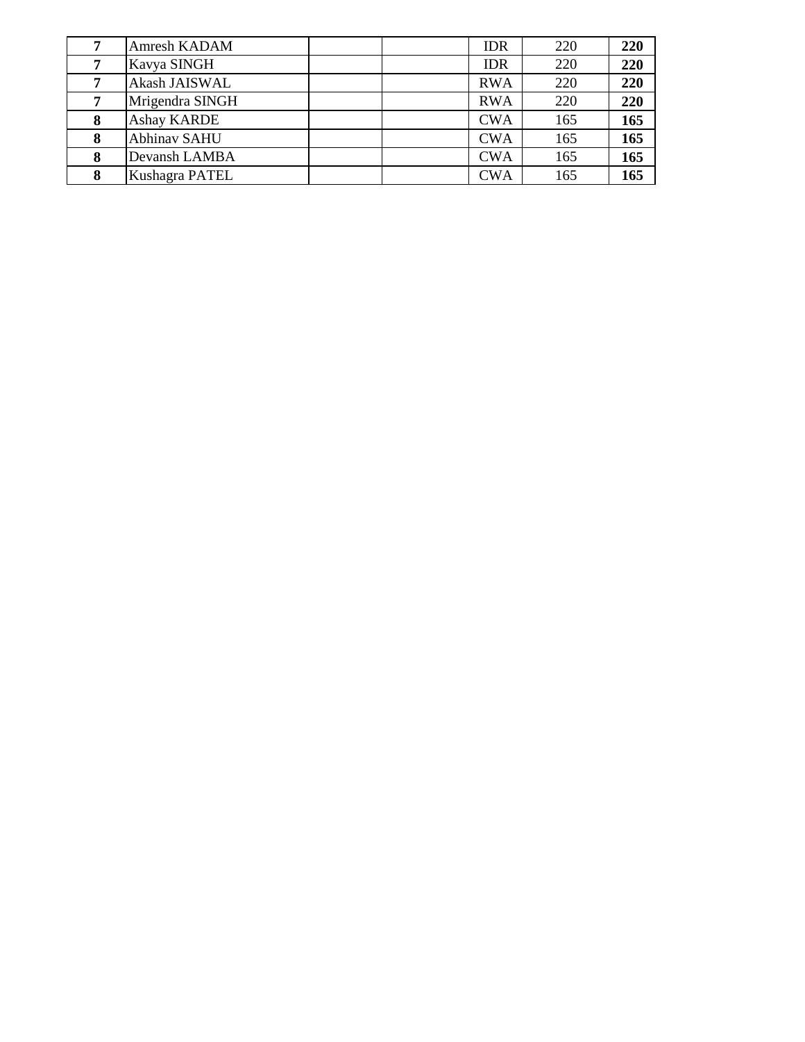| | | | | | | |
|---|---|---|---|---|---|---|
| **7** | Amresh KADAM | | | IDR | 220 | **220** |
| **7** | Kavya SINGH | | | IDR | 220 | **220** |
| **7** | Akash JAISWAL | | | RWA | 220 | **220** |
| **7** | Mrigendra SINGH | | | RWA | 220 | **220** |
| **8** | Ashay KARDE | | | CWA | 165 | **165** |
| **8** | Abhinav SAHU | | | CWA | 165 | **165** |
| **8** | Devansh LAMBA | | | CWA | 165 | **165** |
| **8** | Kushagra PATEL | | | CWA | 165 | **165** |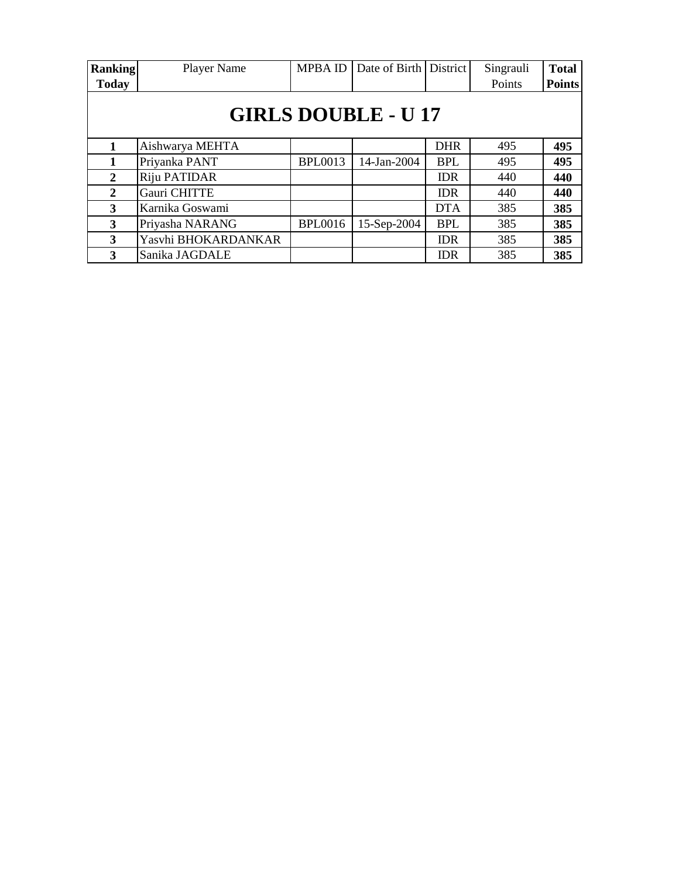| Ranking Today | Player Name | MPBA ID | Date of Birth | District | Singrauli Points | Total Points |
|---|---|---|---|---|---|---|
| **GIRLS DOUBLE - U 17** | | | | | | |
| **1** | Aishwarya MEHTA | | | DHR | 495 | **495** |
| **1** | Priyanka PANT | BPL0013 | 14-Jan-2004 | BPL | 495 | **495** |
| **2** | Riju PATIDAR | | | IDR | 440 | **440** |
| **2** | Gauri CHITTE | | | IDR | 440 | **440** |
| **3** | Karnika Goswami | | | DTA | 385 | **385** |
| **3** | Priyasha NARANG | BPL0016 | 15-Sep-2004 | BPL | 385 | **385** |
| **3** | Yasvhi BHOKARDANKAR | | | IDR | 385 | **385** |
| **3** | Sanika JAGDALE | | | IDR | 385 | **385** |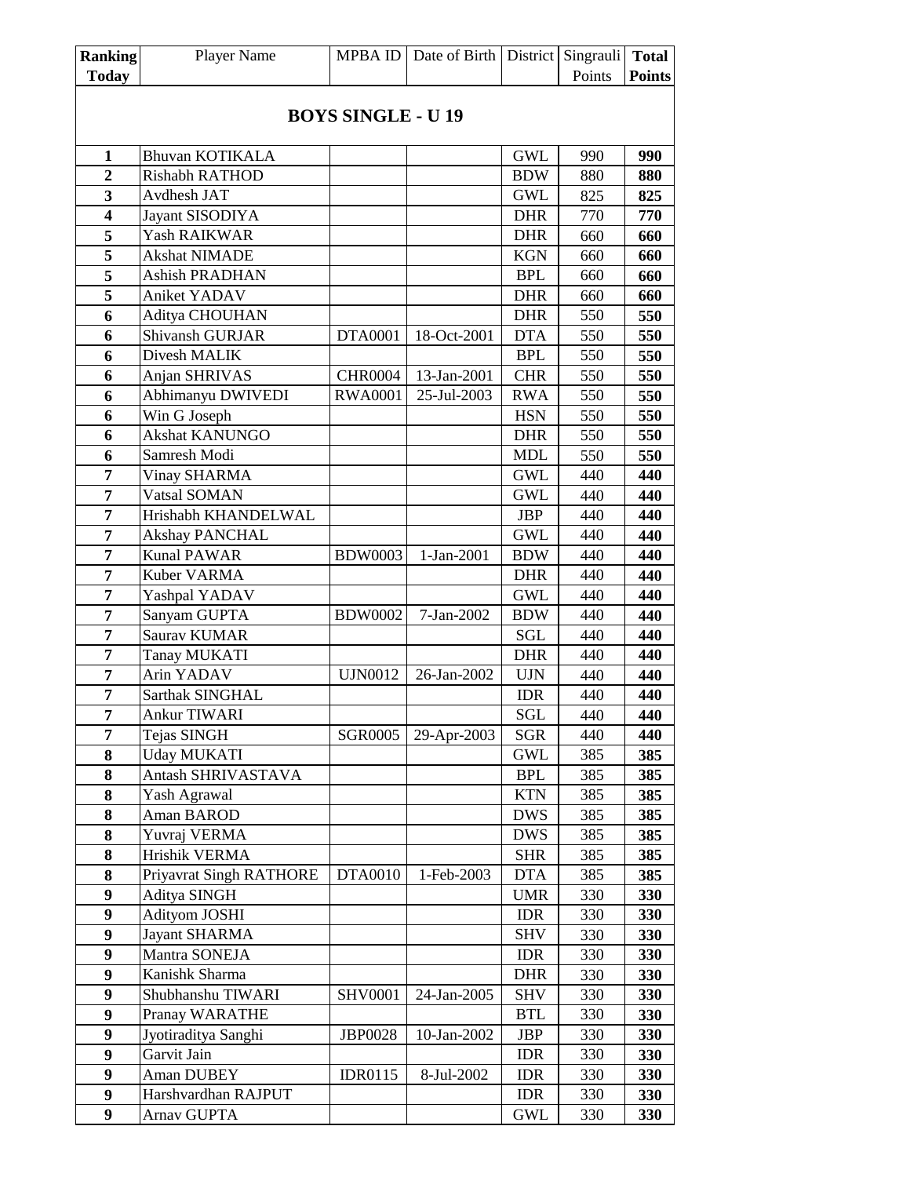| Ranking Today | Player Name | MPBA ID | Date of Birth | District | Singrauli Points | Total Points |
|---|---|---|---|---|---|---|
| **BOYS SINGLE - U 19** | | | | | | |
| 1 | Bhuvan KOTIKALA | | | GWL | 990 | 990 |
| 2 | Rishabh RATHOD | | | BDW | 880 | 880 |
| 3 | Avdhesh JAT | | | GWL | 825 | 825 |
| 4 | Jayant SISODIYA | | | DHR | 770 | 770 |
| 5 | Yash RAIKWAR | | | DHR | 660 | 660 |
| 5 | Akshat NIMADE | | | KGN | 660 | 660 |
| 5 | Ashish PRADHAN | | | BPL | 660 | 660 |
| 5 | Aniket YADAV | | | DHR | 660 | 660 |
| 6 | Aditya CHOUHAN | | | DHR | 550 | 550 |
| 6 | Shivansh GURJAR | DTA0001 | 18-Oct-2001 | DTA | 550 | 550 |
| 6 | Divesh MALIK | | | BPL | 550 | 550 |
| 6 | Anjan SHRIVAS | CHR0004 | 13-Jan-2001 | CHR | 550 | 550 |
| 6 | Abhimanyu DWIVEDI | RWA0001 | 25-Jul-2003 | RWA | 550 | 550 |
| 6 | Win G Joseph | | | HSN | 550 | 550 |
| 6 | Akshat KANUNGO | | | DHR | 550 | 550 |
| 6 | Samresh Modi | | | MDL | 550 | 550 |
| 7 | Vinay SHARMA | | | GWL | 440 | 440 |
| 7 | Vatsal SOMAN | | | GWL | 440 | 440 |
| 7 | Hrishabh KHANDELWAL | | | JBP | 440 | 440 |
| 7 | Akshay PANCHAL | | | GWL | 440 | 440 |
| 7 | Kunal PAWAR | BDW0003 | 1-Jan-2001 | BDW | 440 | 440 |
| 7 | Kuber VARMA | | | DHR | 440 | 440 |
| 7 | Yashpal YADAV | | | GWL | 440 | 440 |
| 7 | Sanyam GUPTA | BDW0002 | 7-Jan-2002 | BDW | 440 | 440 |
| 7 | Saurav KUMAR | | | SGL | 440 | 440 |
| 7 | Tanay MUKATI | | | DHR | 440 | 440 |
| 7 | Arin YADAV | UJN0012 | 26-Jan-2002 | UJN | 440 | 440 |
| 7 | Sarthak SINGHAL | | | IDR | 440 | 440 |
| 7 | Ankur TIWARI | | | SGL | 440 | 440 |
| 7 | Tejas SINGH | SGR0005 | 29-Apr-2003 | SGR | 440 | 440 |
| 8 | Uday MUKATI | | | GWL | 385 | 385 |
| 8 | Antash SHRIVASTAVA | | | BPL | 385 | 385 |
| 8 | Yash Agrawal | | | KTN | 385 | 385 |
| 8 | Aman BAROD | | | DWS | 385 | 385 |
| 8 | Yuvraj VERMA | | | DWS | 385 | 385 |
| 8 | Hrishik VERMA | | | SHR | 385 | 385 |
| 8 | Priyavrat Singh RATHORE | DTA0010 | 1-Feb-2003 | DTA | 385 | 385 |
| 9 | Aditya SINGH | | | UMR | 330 | 330 |
| 9 | Adityom JOSHI | | | IDR | 330 | 330 |
| 9 | Jayant SHARMA | | | SHV | 330 | 330 |
| 9 | Mantra SONEJA | | | IDR | 330 | 330 |
| 9 | Kanishk Sharma | | | DHR | 330 | 330 |
| 9 | Shubhanshu TIWARI | SHV0001 | 24-Jan-2005 | SHV | 330 | 330 |
| 9 | Pranay WARATHE | | | BTL | 330 | 330 |
| 9 | Jyotiraditya Sanghi | JBP0028 | 10-Jan-2002 | JBP | 330 | 330 |
| 9 | Garvit Jain | | | IDR | 330 | 330 |
| 9 | Aman DUBEY | IDR0115 | 8-Jul-2002 | IDR | 330 | 330 |
| 9 | Harshvardhan RAJPUT | | | IDR | 330 | 330 |
| 9 | Arnav GUPTA | | | GWL | 330 | 330 |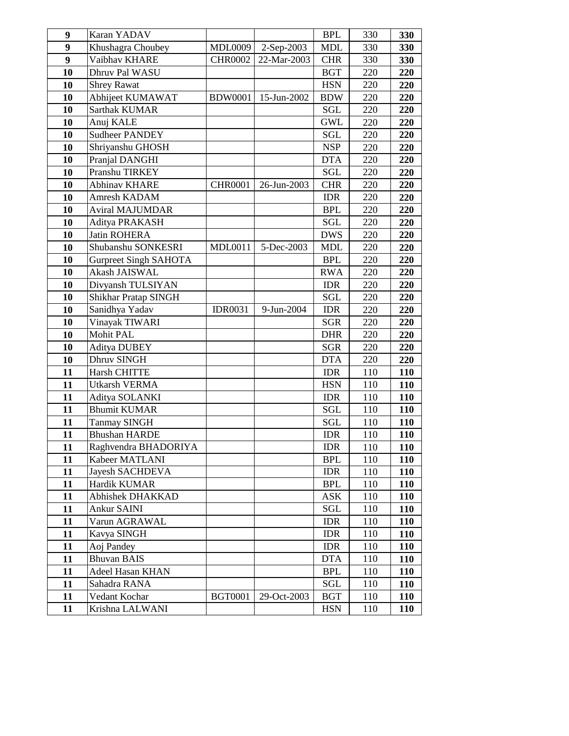| 9 | Karan YADAV | | | BPL | 330 | **330** |
|---|---|---|---|---|---|---|
| 9 | Khushagra Choubey | MDL0009 | 2-Sep-2003 | MDL | 330 | **330** |
| 9 | Vaibhav KHARE | CHR0002 | 22-Mar-2003 | CHR | 330 | **330** |
| 10 | Dhruv Pal WASU | | | BGT | 220 | **220** |
| 10 | Shrey Rawat | | | HSN | 220 | **220** |
| 10 | Abhijeet KUMAWAT | BDW0001 | 15-Jun-2002 | BDW | 220 | **220** |
| 10 | Sarthak KUMAR | | | SGL | 220 | **220** |
| 10 | Anuj KALE | | | GWL | 220 | **220** |
| 10 | Sudheer PANDEY | | | SGL | 220 | **220** |
| 10 | Shriyanshu GHOSH | | | NSP | 220 | **220** |
| 10 | Pranjal DANGHI | | | DTA | 220 | **220** |
| 10 | Pranshu TIRKEY | | | SGL | 220 | **220** |
| 10 | Abhinav KHARE | CHR0001 | 26-Jun-2003 | CHR | 220 | **220** |
| 10 | Amresh KADAM | | | IDR | 220 | **220** |
| 10 | Aviral MAJUMDAR | | | BPL | 220 | **220** |
| 10 | Aditya PRAKASH | | | SGL | 220 | **220** |
| 10 | Jatin ROHERA | | | DWS | 220 | **220** |
| 10 | Shubanshu SONKESRI | MDL0011 | 5-Dec-2003 | MDL | 220 | **220** |
| 10 | Gurpreet Singh SAHOTA | | | BPL | 220 | **220** |
| 10 | Akash JAISWAL | | | RWA | 220 | **220** |
| 10 | Divyansh TULSIYAN | | | IDR | 220 | **220** |
| 10 | Shikhar Pratap SINGH | | | SGL | 220 | **220** |
| 10 | Sanidhya Yadav | IDR0031 | 9-Jun-2004 | IDR | 220 | **220** |
| 10 | Vinayak TIWARI | | | SGR | 220 | **220** |
| 10 | Mohit PAL | | | DHR | 220 | **220** |
| 10 | Aditya DUBEY | | | SGR | 220 | **220** |
| 10 | Dhruv SINGH | | | DTA | 220 | **220** |
| 11 | Harsh CHITTE | | | IDR | 110 | **110** |
| 11 | Utkarsh VERMA | | | HSN | 110 | **110** |
| 11 | Aditya SOLANKI | | | IDR | 110 | **110** |
| 11 | Bhumit KUMAR | | | SGL | 110 | **110** |
| 11 | Tanmay SINGH | | | SGL | 110 | **110** |
| 11 | Bhushan HARDE | | | IDR | 110 | **110** |
| 11 | Raghvendra BHADORIYA | | | IDR | 110 | **110** |
| 11 | Kabeer MATLANI | | | BPL | 110 | **110** |
| 11 | Jayesh SACHDEVA | | | IDR | 110 | **110** |
| 11 | Hardik KUMAR | | | BPL | 110 | **110** |
| 11 | Abhishek DHAKKAD | | | ASK | 110 | **110** |
| 11 | Ankur SAINI | | | SGL | 110 | **110** |
| 11 | Varun AGRAWAL | | | IDR | 110 | **110** |
| 11 | Kavya SINGH | | | IDR | 110 | **110** |
| 11 | Aoj Pandey | | | IDR | 110 | **110** |
| 11 | Bhuvan BAIS | | | DTA | 110 | **110** |
| 11 | Adeel Hasan KHAN | | | BPL | 110 | **110** |
| 11 | Sahadra RANA | | | SGL | 110 | **110** |
| 11 | Vedant Kochar | BGT0001 | 29-Oct-2003 | BGT | 110 | **110** |
| 11 | Krishna LALWANI | | | HSN | 110 | **110** |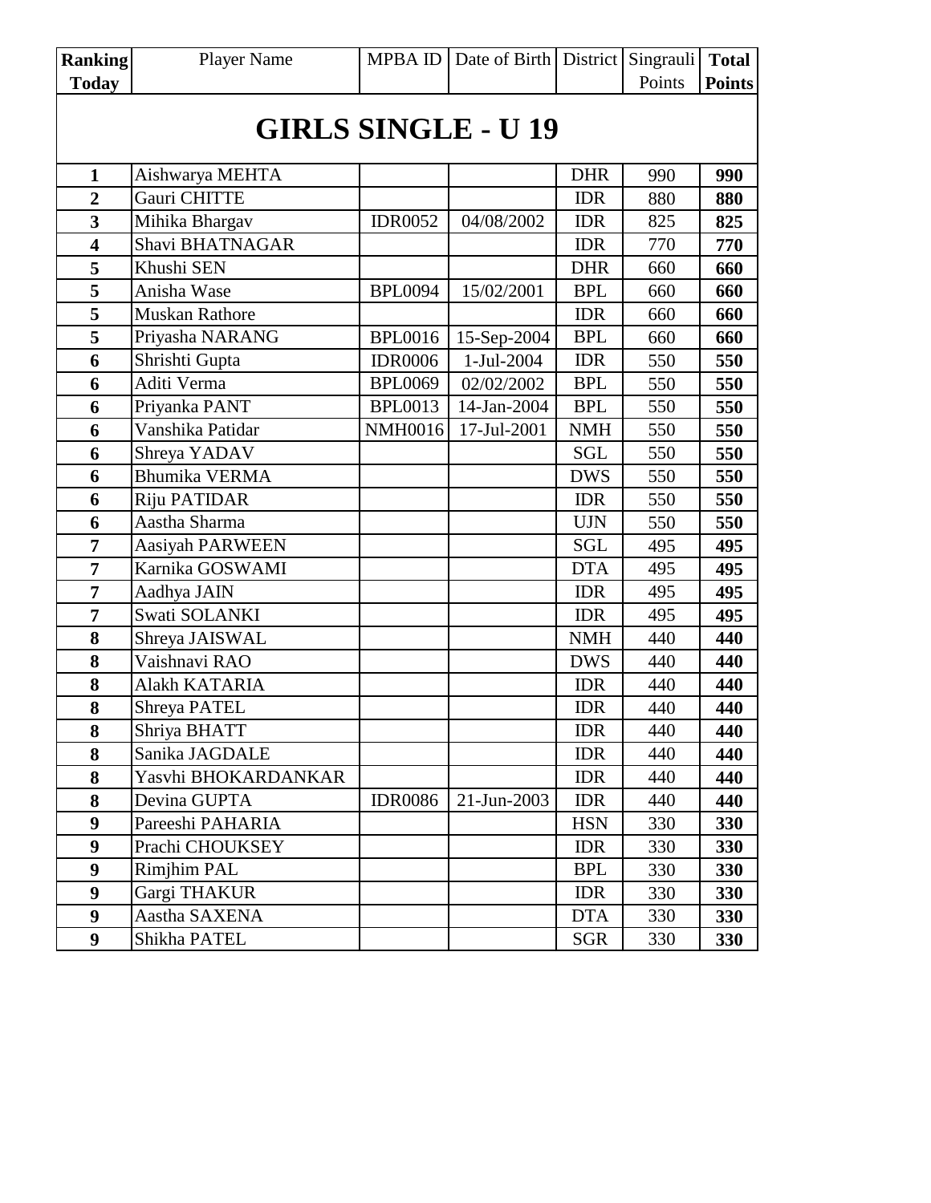| Ranking Today | Player Name | MPBA ID | Date of Birth | District | Singrauli Points | Total Points |
|---|---|---|---|---|---|---|
| **GIRLS SINGLE - U 19** | | | | | | |
| **1** | Aishwarya MEHTA | | | DHR | 990 | **990** |
| **2** | Gauri CHITTE | | | IDR | 880 | **880** |
| **3** | Mihika Bhargav | IDR0052 | 04/08/2002 | IDR | 825 | **825** |
| **4** | Shavi BHATNAGAR | | | IDR | 770 | **770** |
| **5** | Khushi SEN | | | DHR | 660 | **660** |
| **5** | Anisha Wase | BPL0094 | 15/02/2001 | BPL | 660 | **660** |
| **5** | Muskan Rathore | | | IDR | 660 | **660** |
| **5** | Priyasha NARANG | BPL0016 | 15-Sep-2004 | BPL | 660 | **660** |
| **6** | Shrishti Gupta | IDR0006 | 1-Jul-2004 | IDR | 550 | **550** |
| **6** | Aditi Verma | BPL0069 | 02/02/2002 | BPL | 550 | **550** |
| **6** | Priyanka PANT | BPL0013 | 14-Jan-2004 | BPL | 550 | **550** |
| **6** | Vanshika Patidar | NMH0016 | 17-Jul-2001 | NMH | 550 | **550** |
| **6** | Shreya YADAV | | | SGL | 550 | **550** |
| **6** | Bhumika VERMA | | | DWS | 550 | **550** |
| **6** | Riju PATIDAR | | | IDR | 550 | **550** |
| **6** | Aastha Sharma | | | UJN | 550 | **550** |
| **7** | Aasiyah PARWEEN | | | SGL | 495 | **495** |
| **7** | Karnika GOSWAMI | | | DTA | 495 | **495** |
| **7** | Aadhya JAIN | | | IDR | 495 | **495** |
| **7** | Swati SOLANKI | | | IDR | 495 | **495** |
| **8** | Shreya JAISWAL | | | NMH | 440 | **440** |
| **8** | Vaishnavi RAO | | | DWS | 440 | **440** |
| **8** | Alakh KATARIA | | | IDR | 440 | **440** |
| **8** | Shreya PATEL | | | IDR | 440 | **440** |
| **8** | Shriya BHATT | | | IDR | 440 | **440** |
| **8** | Sanika JAGDALE | | | IDR | 440 | **440** |
| **8** | Yasvhi BHOKARDANKAR | | | IDR | 440 | **440** |
| **8** | Devina GUPTA | IDR0086 | 21-Jun-2003 | IDR | 440 | **440** |
| **9** | Pareeshi PAHARIA | | | HSN | 330 | **330** |
| **9** | Prachi CHOUKSEY | | | IDR | 330 | **330** |
| **9** | Rimjhim PAL | | | BPL | 330 | **330** |
| **9** | Gargi THAKUR | | | IDR | 330 | **330** |
| **9** | Aastha SAXENA | | | DTA | 330 | **330** |
| **9** | Shikha PATEL | | | SGR | 330 | **330** |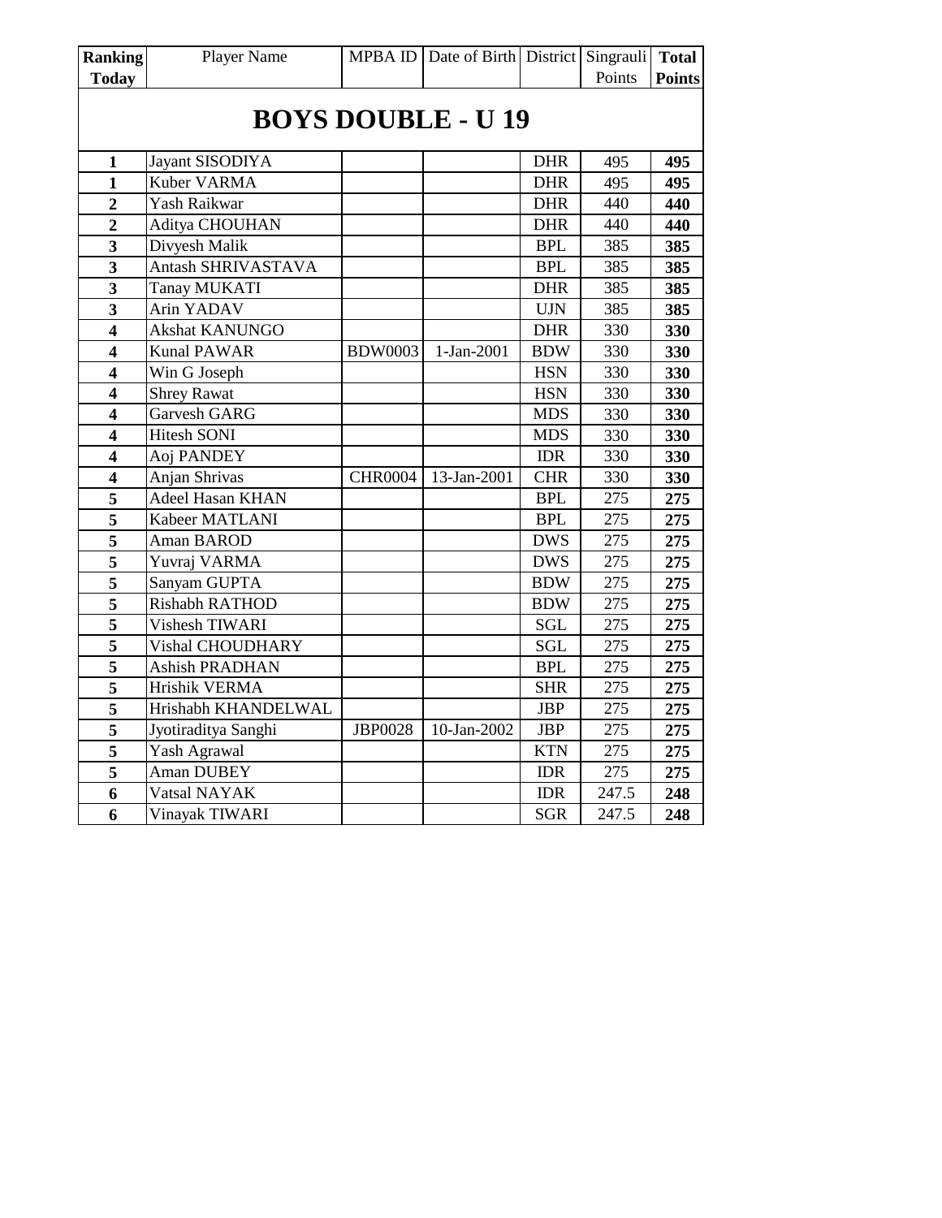| Ranking Today | Player Name | MPBA ID | Date of Birth | District | Singrauli Points | Total Points |
|---|---|---|---|---|---|---|
| **BOYS DOUBLE - U 19** | | | | | | |
| **1** | Jayant SISODIYA | | | DHR | 495 | **495** |
| **1** | Kuber VARMA | | | DHR | 495 | **495** |
| **2** | Yash Raikwar | | | DHR | 440 | **440** |
| **2** | Aditya CHOUHAN | | | DHR | 440 | **440** |
| **3** | Divyesh Malik | | | BPL | 385 | **385** |
| **3** | Antash SHRIVASTAVA | | | BPL | 385 | **385** |
| **3** | Tanay MUKATI | | | DHR | 385 | **385** |
| **3** | Arin YADAV | | | UJN | 385 | **385** |
| **4** | Akshat KANUNGO | | | DHR | 330 | **330** |
| **4** | Kunal PAWAR | BDW0003 | 1-Jan-2001 | BDW | 330 | **330** |
| **4** | Win G Joseph | | | HSN | 330 | **330** |
| **4** | Shrey Rawat | | | HSN | 330 | **330** |
| **4** | Garvesh GARG | | | MDS | 330 | **330** |
| **4** | Hitesh SONI | | | MDS | 330 | **330** |
| **4** | Aoj PANDEY | | | IDR | 330 | **330** |
| **4** | Anjan Shrivas | CHR0004 | 13-Jan-2001 | CHR | 330 | **330** |
| **5** | Adeel Hasan KHAN | | | BPL | 275 | **275** |
| **5** | Kabeer MATLANI | | | BPL | 275 | **275** |
| **5** | Aman BAROD | | | DWS | 275 | **275** |
| **5** | Yuvraj VARMA | | | DWS | 275 | **275** |
| **5** | Sanyam GUPTA | | | BDW | 275 | **275** |
| **5** | Rishabh RATHOD | | | BDW | 275 | **275** |
| **5** | Vishesh TIWARI | | | SGL | 275 | **275** |
| **5** | Vishal CHOUDHARY | | | SGL | 275 | **275** |
| **5** | Ashish PRADHAN | | | BPL | 275 | **275** |
| **5** | Hrishik VERMA | | | SHR | 275 | **275** |
| **5** | Hrishabh KHANDELWAL | | | JBP | 275 | **275** |
| **5** | Jyotiraditya Sanghi | JBP0028 | 10-Jan-2002 | JBP | 275 | **275** |
| **5** | Yash Agrawal | | | KTN | 275 | **275** |
| **5** | Aman DUBEY | | | IDR | 275 | **275** |
| **6** | Vatsal NAYAK | | | IDR | 247.5 | **248** |
| **6** | Vinayak TIWARI | | | SGR | 247.5 | **248** |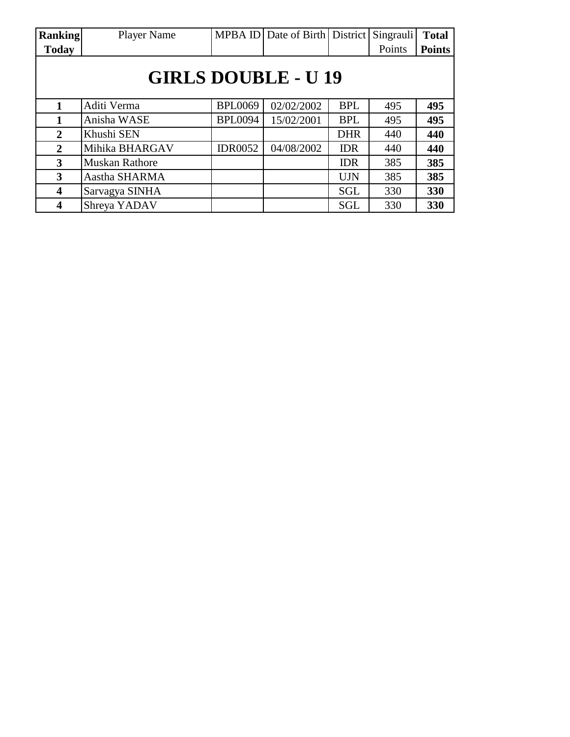| Ranking Today | Player Name | MPBA ID | Date of Birth | District | Singrauli Points | Total Points |
|---|---|---|---|---|---|---|
| **GIRLS DOUBLE - U 19** | | | | | | |
| **1** | Aditi Verma | BPL0069 | 02/02/2002 | BPL | 495 | **495** |
| **1** | Anisha WASE | BPL0094 | 15/02/2001 | BPL | 495 | **495** |
| **2** | Khushi SEN | | | DHR | 440 | **440** |
| **2** | Mihika BHARGAV | IDR0052 | 04/08/2002 | IDR | 440 | **440** |
| **3** | Muskan Rathore | | | IDR | 385 | **385** |
| **3** | Aastha SHARMA | | | UJN | 385 | **385** |
| **4** | Sarvagya SINHA | | | SGL | 330 | **330** |
| **4** | Shreya YADAV | | | SGL | 330 | **330** |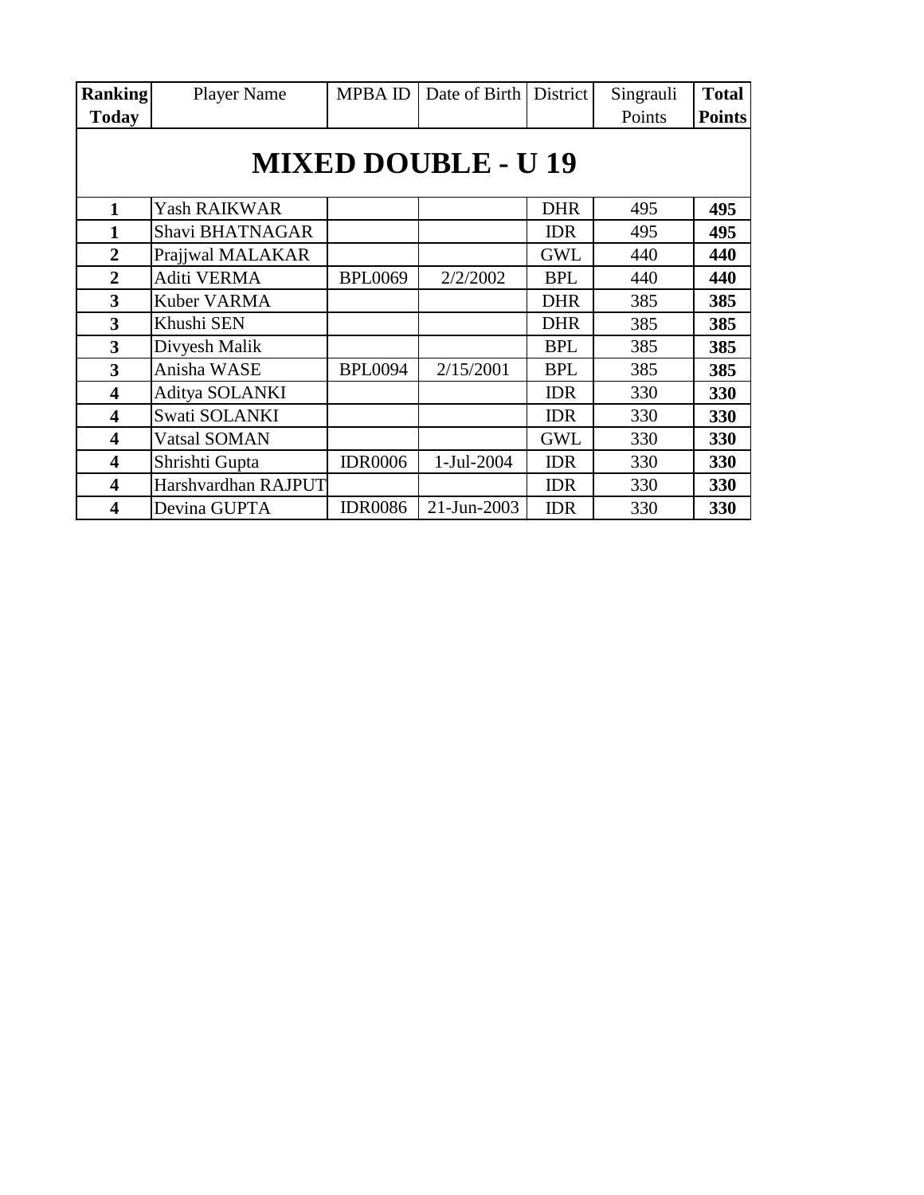| Ranking Today | Player Name | MPBA ID | Date of Birth | District | Singrauli Points | Total Points |
|---|---|---|---|---|---|---|
| **MIXED DOUBLE - U 19** | | | | | | |
| **1** | Yash RAIKWAR | | | DHR | 495 | **495** |
| **1** | Shavi BHATNAGAR | | | IDR | 495 | **495** |
| **2** | Prajjwal MALAKAR | | | GWL | 440 | **440** |
| **2** | Aditi VERMA | BPL0069 | 2/2/2002 | BPL | 440 | **440** |
| **3** | Kuber VARMA | | | DHR | 385 | **385** |
| **3** | Khushi SEN | | | DHR | 385 | **385** |
| **3** | Divyesh Malik | | | BPL | 385 | **385** |
| **3** | Anisha WASE | BPL0094 | 2/15/2001 | BPL | 385 | **385** |
| **4** | Aditya SOLANKI | | | IDR | 330 | **330** |
| **4** | Swati SOLANKI | | | IDR | 330 | **330** |
| **4** | Vatsal SOMAN | | | GWL | 330 | **330** |
| **4** | Shrishti Gupta | IDR0006 | 1-Jul-2004 | IDR | 330 | **330** |
| **4** | Harshvardhan RAJPUT | | | IDR | 330 | **330** |
| **4** | Devina GUPTA | IDR0086 | 21-Jun-2003 | IDR | 330 | **330** |